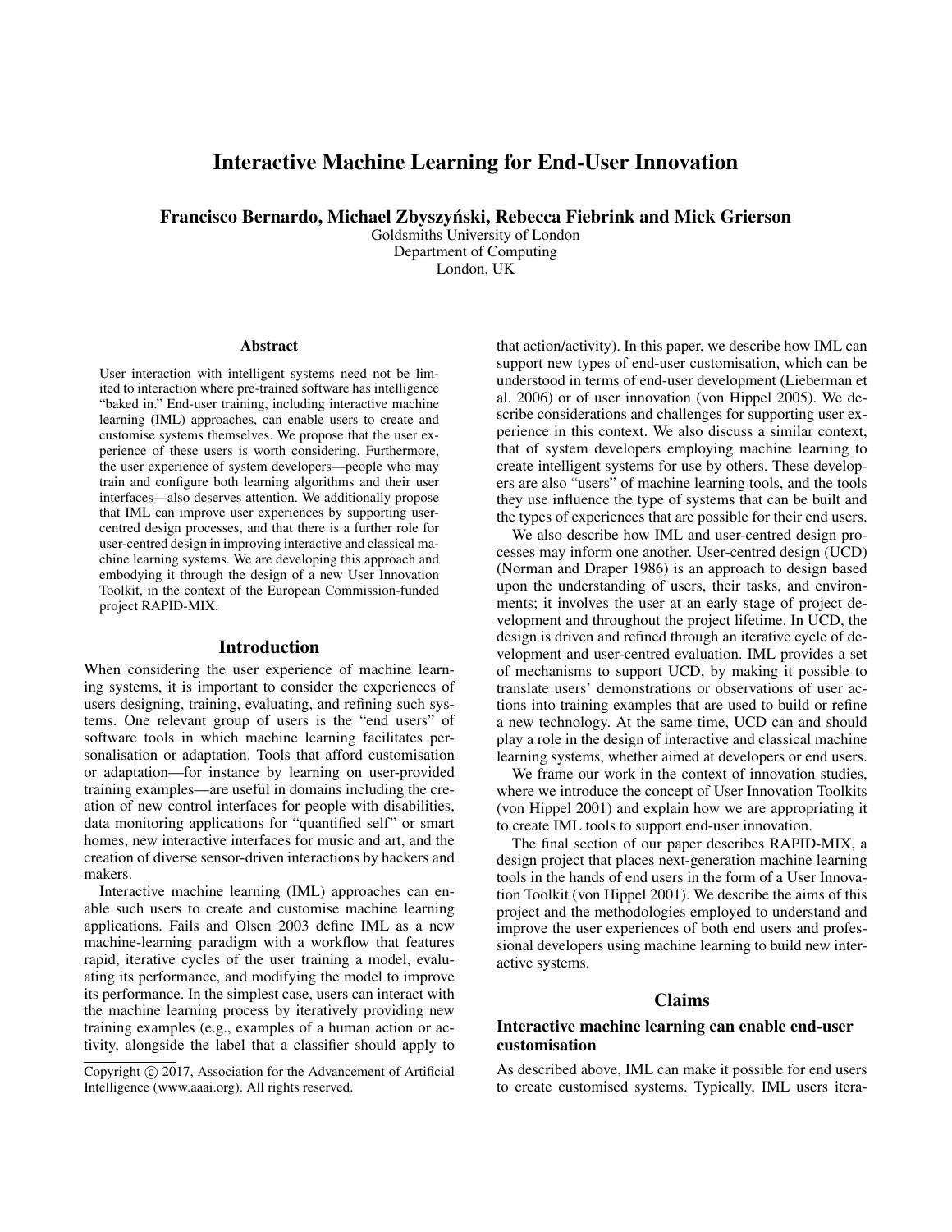# Interactive Machine Learning for End-User Innovation

**Francisco Bernardo, Michael Zbyszyński, Rebecca Fiebrink and Mick Grierson**

Goldsmiths University of London
Department of Computing
London, UK

### Abstract

User interaction with intelligent systems need not be limited to interaction where pre-trained software has intelligence "baked in." End-user training, including interactive machine learning (IML) approaches, can enable users to create and customise systems themselves. We propose that the user experience of these users is worth considering. Furthermore, the user experience of system developers—people who may train and configure both learning algorithms and their user interfaces—also deserves attention. We additionally propose that IML can improve user experiences by supporting user-centred design processes, and that there is a further role for user-centred design in improving interactive and classical machine learning systems. We are developing this approach and embodying it through the design of a new User Innovation Toolkit, in the context of the European Commission-funded project RAPID-MIX.

## Introduction

When considering the user experience of machine learning systems, it is important to consider the experiences of users designing, training, evaluating, and refining such systems. One relevant group of users is the "end users" of software tools in which machine learning facilitates personalisation or adaptation. Tools that afford customisation or adaptation—for instance by learning on user-provided training examples—are useful in domains including the creation of new control interfaces for people with disabilities, data monitoring applications for "quantified self" or smart homes, new interactive interfaces for music and art, and the creation of diverse sensor-driven interactions by hackers and makers.

Interactive machine learning (IML) approaches can enable such users to create and customise machine learning applications. Fails and Olsen 2003 define IML as a new machine-learning paradigm with a workflow that features rapid, iterative cycles of the user training a model, evaluating its performance, and modifying the model to improve its performance. In the simplest case, users can interact with the machine learning process by iteratively providing new training examples (e.g., examples of a human action or activity, alongside the label that a classifier should apply to that action/activity). In this paper, we describe how IML can support new types of end-user customisation, which can be understood in terms of end-user development (Lieberman et al. 2006) or of user innovation (von Hippel 2005). We describe considerations and challenges for supporting user experience in this context. We also discuss a similar context, that of system developers employing machine learning to create intelligent systems for use by others. These developers are also "users" of machine learning tools, and the tools they use influence the type of systems that can be built and the types of experiences that are possible for their end users.

We also describe how IML and user-centred design processes may inform one another. User-centred design (UCD) (Norman and Draper 1986) is an approach to design based upon the understanding of users, their tasks, and environments; it involves the user at an early stage of project development and throughout the project lifetime. In UCD, the design is driven and refined through an iterative cycle of development and user-centred evaluation. IML provides a set of mechanisms to support UCD, by making it possible to translate users' demonstrations or observations of user actions into training examples that are used to build or refine a new technology. At the same time, UCD can and should play a role in the design of interactive and classical machine learning systems, whether aimed at developers or end users.

We frame our work in the context of innovation studies, where we introduce the concept of User Innovation Toolkits (von Hippel 2001) and explain how we are appropriating it to create IML tools to support end-user innovation.

The final section of our paper describes RAPID-MIX, a design project that places next-generation machine learning tools in the hands of end users in the form of a User Innovation Toolkit (von Hippel 2001). We describe the aims of this project and the methodologies employed to understand and improve the user experiences of both end users and professional developers using machine learning to build new interactive systems.

## Claims

### Interactive machine learning can enable end-user customisation

As described above, IML can make it possible for end users to create customised systems. Typically, IML users itera-

Copyright © 2017, Association for the Advancement of Artificial Intelligence (www.aaai.org). All rights reserved.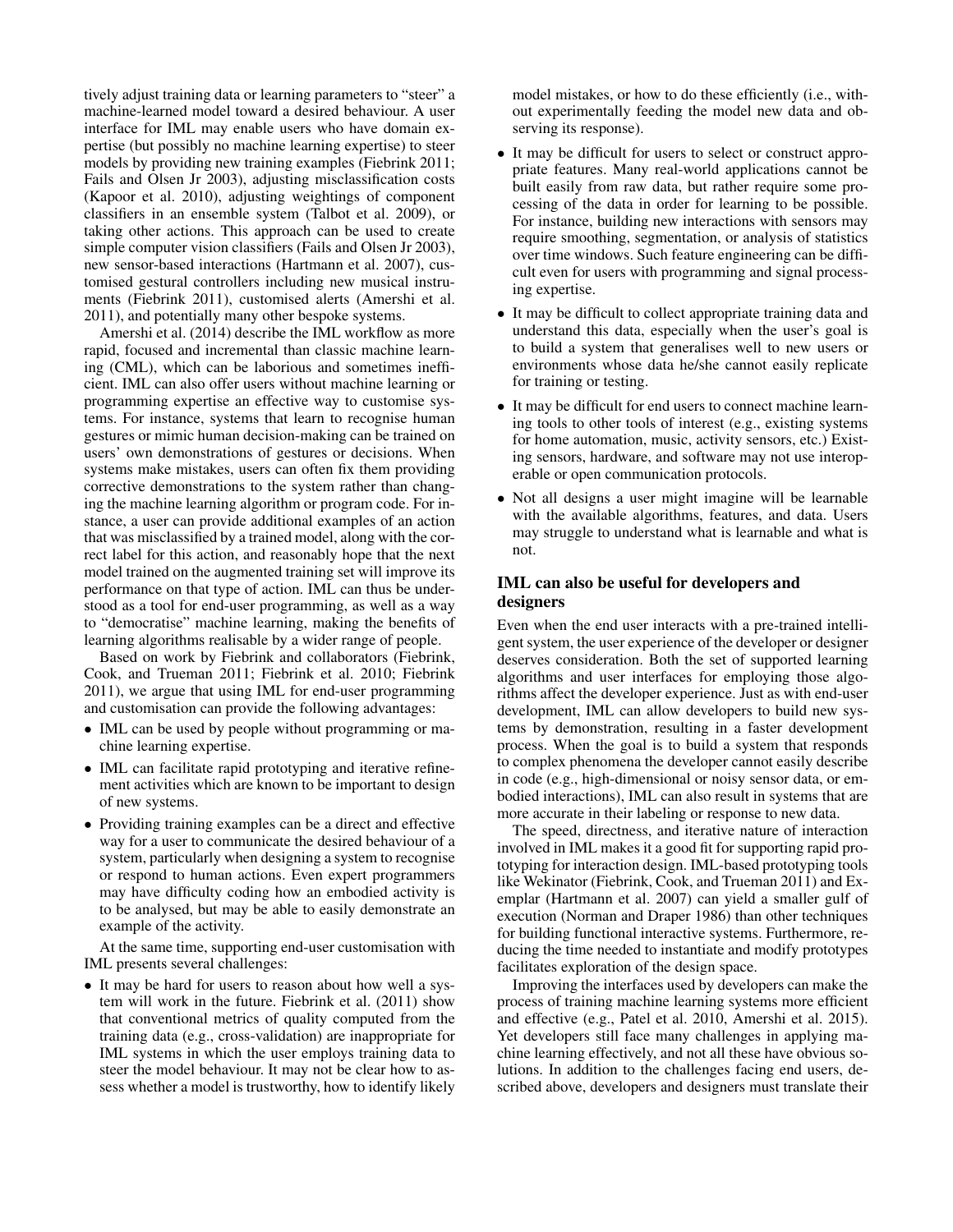tively adjust training data or learning parameters to "steer" a machine-learned model toward a desired behaviour. A user interface for IML may enable users who have domain expertise (but possibly no machine learning expertise) to steer models by providing new training examples (Fiebrink 2011; Fails and Olsen Jr 2003), adjusting misclassification costs (Kapoor et al. 2010), adjusting weightings of component classifiers in an ensemble system (Talbot et al. 2009), or taking other actions. This approach can be used to create simple computer vision classifiers (Fails and Olsen Jr 2003), new sensor-based interactions (Hartmann et al. 2007), customised gestural controllers including new musical instruments (Fiebrink 2011), customised alerts (Amershi et al. 2011), and potentially many other bespoke systems.

Amershi et al. (2014) describe the IML workflow as more rapid, focused and incremental than classic machine learning (CML), which can be laborious and sometimes inefficient. IML can also offer users without machine learning or programming expertise an effective way to customise systems. For instance, systems that learn to recognise human gestures or mimic human decision-making can be trained on users' own demonstrations of gestures or decisions. When systems make mistakes, users can often fix them providing corrective demonstrations to the system rather than changing the machine learning algorithm or program code. For instance, a user can provide additional examples of an action that was misclassified by a trained model, along with the correct label for this action, and reasonably hope that the next model trained on the augmented training set will improve its performance on that type of action. IML can thus be understood as a tool for end-user programming, as well as a way to "democratise" machine learning, making the benefits of learning algorithms realisable by a wider range of people.

Based on work by Fiebrink and collaborators (Fiebrink, Cook, and Trueman 2011; Fiebrink et al. 2010; Fiebrink 2011), we argue that using IML for end-user programming and customisation can provide the following advantages:

- IML can be used by people without programming or machine learning expertise.
- IML can facilitate rapid prototyping and iterative refinement activities which are known to be important to design of new systems.
- Providing training examples can be a direct and effective way for a user to communicate the desired behaviour of a system, particularly when designing a system to recognise or respond to human actions. Even expert programmers may have difficulty coding how an embodied activity is to be analysed, but may be able to easily demonstrate an example of the activity.

At the same time, supporting end-user customisation with IML presents several challenges:

- It may be hard for users to reason about how well a system will work in the future. Fiebrink et al. (2011) show that conventional metrics of quality computed from the training data (e.g., cross-validation) are inappropriate for IML systems in which the user employs training data to steer the model behaviour. It may not be clear how to assess whether a model is trustworthy, how to identify likely model mistakes, or how to do these efficiently (i.e., without experimentally feeding the model new data and observing its response).
- It may be difficult for users to select or construct appropriate features. Many real-world applications cannot be built easily from raw data, but rather require some processing of the data in order for learning to be possible. For instance, building new interactions with sensors may require smoothing, segmentation, or analysis of statistics over time windows. Such feature engineering can be difficult even for users with programming and signal processing expertise.
- It may be difficult to collect appropriate training data and understand this data, especially when the user's goal is to build a system that generalises well to new users or environments whose data he/she cannot easily replicate for training or testing.
- It may be difficult for end users to connect machine learning tools to other tools of interest (e.g., existing systems for home automation, music, activity sensors, etc.) Existing sensors, hardware, and software may not use interoperable or open communication protocols.
- Not all designs a user might imagine will be learnable with the available algorithms, features, and data. Users may struggle to understand what is learnable and what is not.

## IML can also be useful for developers and designers

Even when the end user interacts with a pre-trained intelligent system, the user experience of the developer or designer deserves consideration. Both the set of supported learning algorithms and user interfaces for employing those algorithms affect the developer experience. Just as with end-user development, IML can allow developers to build new systems by demonstration, resulting in a faster development process. When the goal is to build a system that responds to complex phenomena the developer cannot easily describe in code (e.g., high-dimensional or noisy sensor data, or embodied interactions), IML can also result in systems that are more accurate in their labeling or response to new data.

The speed, directness, and iterative nature of interaction involved in IML makes it a good fit for supporting rapid prototyping for interaction design. IML-based prototyping tools like Wekinator (Fiebrink, Cook, and Trueman 2011) and Exemplar (Hartmann et al. 2007) can yield a smaller gulf of execution (Norman and Draper 1986) than other techniques for building functional interactive systems. Furthermore, reducing the time needed to instantiate and modify prototypes facilitates exploration of the design space.

Improving the interfaces used by developers can make the process of training machine learning systems more efficient and effective (e.g., Patel et al. 2010, Amershi et al. 2015). Yet developers still face many challenges in applying machine learning effectively, and not all these have obvious solutions. In addition to the challenges facing end users, described above, developers and designers must translate their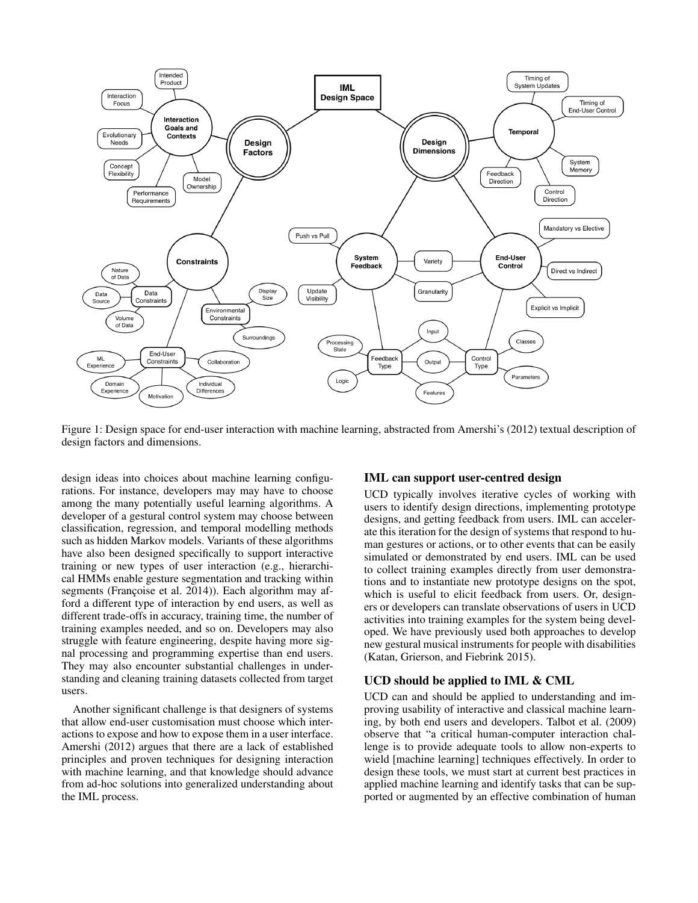Figure 1: Design space for end-user interaction with machine learning, abstracted from Amershi's (2012) textual description of design factors and dimensions.

design ideas into choices about machine learning configurations. For instance, developers may may have to choose among the many potentially useful learning algorithms. A developer of a gestural control system may choose between classification, regression, and temporal modelling methods such as hidden Markov models. Variants of these algorithms have also been designed specifically to support interactive training or new types of user interaction (e.g., hierarchical HMMs enable gesture segmentation and tracking within segments (Françoise et al. 2014)). Each algorithm may afford a different type of interaction by end users, as well as different trade-offs in accuracy, training time, the number of training examples needed, and so on. Developers may also struggle with feature engineering, despite having more signal processing and programming expertise than end users. They may also encounter substantial challenges in understanding and cleaning training datasets collected from target users.

Another significant challenge is that designers of systems that allow end-user customisation must choose which interactions to expose and how to expose them in a user interface. Amershi (2012) argues that there are a lack of established principles and proven techniques for designing interaction with machine learning, and that knowledge should advance from ad-hoc solutions into generalized understanding about the IML process.

### IML can support user-centred design

UCD typically involves iterative cycles of working with users to identify design directions, implementing prototype designs, and getting feedback from users. IML can accelerate this iteration for the design of systems that respond to human gestures or actions, or to other events that can be easily simulated or demonstrated by end users. IML can be used to collect training examples directly from user demonstrations and to instantiate new prototype designs on the spot, which is useful to elicit feedback from users. Or, designers or developers can translate observations of users in UCD activities into training examples for the system being developed. We have previously used both approaches to develop new gestural musical instruments for people with disabilities (Katan, Grierson, and Fiebrink 2015).

### UCD should be applied to IML & CML

UCD can and should be applied to understanding and improving usability of interactive and classical machine learning, by both end users and developers. Talbot et al. (2009) observe that "a critical human-computer interaction challenge is to provide adequate tools to allow non-experts to wield [machine learning] techniques effectively. In order to design these tools, we must start at current best practices in applied machine learning and identify tasks that can be supported or augmented by an effective combination of human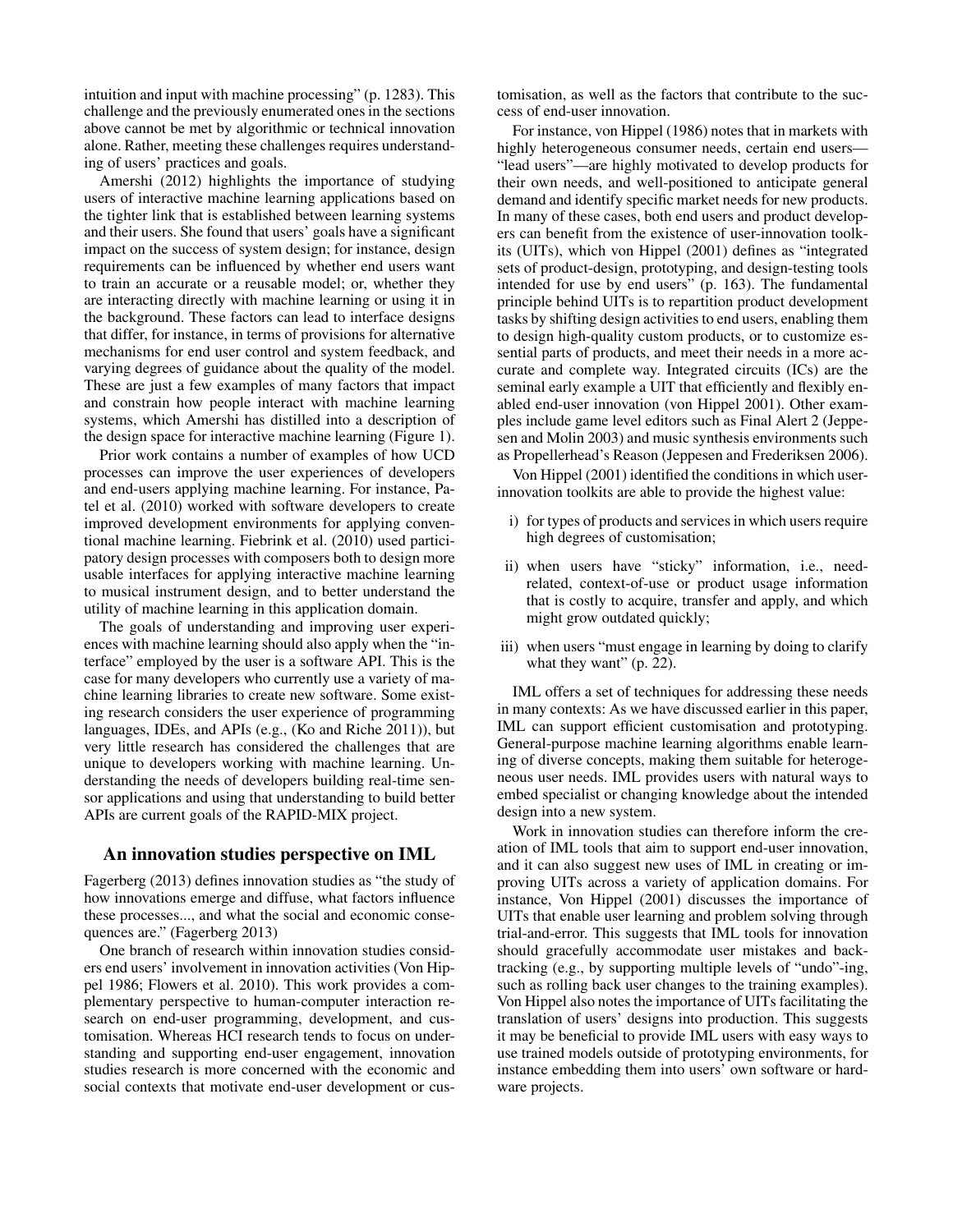intuition and input with machine processing" (p. 1283). This challenge and the previously enumerated ones in the sections above cannot be met by algorithmic or technical innovation alone. Rather, meeting these challenges requires understanding of users' practices and goals.

Amershi (2012) highlights the importance of studying users of interactive machine learning applications based on the tighter link that is established between learning systems and their users. She found that users' goals have a significant impact on the success of system design; for instance, design requirements can be influenced by whether end users want to train an accurate or a reusable model; or, whether they are interacting directly with machine learning or using it in the background. These factors can lead to interface designs that differ, for instance, in terms of provisions for alternative mechanisms for end user control and system feedback, and varying degrees of guidance about the quality of the model. These are just a few examples of many factors that impact and constrain how people interact with machine learning systems, which Amershi has distilled into a description of the design space for interactive machine learning (Figure 1).

Prior work contains a number of examples of how UCD processes can improve the user experiences of developers and end-users applying machine learning. For instance, Patel et al. (2010) worked with software developers to create improved development environments for applying conventional machine learning. Fiebrink et al. (2010) used participatory design processes with composers both to design more usable interfaces for applying interactive machine learning to musical instrument design, and to better understand the utility of machine learning in this application domain.

The goals of understanding and improving user experiences with machine learning should also apply when the "interface" employed by the user is a software API. This is the case for many developers who currently use a variety of machine learning libraries to create new software. Some existing research considers the user experience of programming languages, IDEs, and APIs (e.g., (Ko and Riche 2011)), but very little research has considered the challenges that are unique to developers working with machine learning. Understanding the needs of developers building real-time sensor applications and using that understanding to build better APIs are current goals of the RAPID-MIX project.

## An innovation studies perspective on IML

Fagerberg (2013) defines innovation studies as "the study of how innovations emerge and diffuse, what factors influence these processes..., and what the social and economic consequences are." (Fagerberg 2013)

One branch of research within innovation studies considers end users' involvement in innovation activities (Von Hippel 1986; Flowers et al. 2010). This work provides a complementary perspective to human-computer interaction research on end-user programming, development, and customisation. Whereas HCI research tends to focus on understanding and supporting end-user engagement, innovation studies research is more concerned with the economic and social contexts that motivate end-user development or customisation, as well as the factors that contribute to the success of end-user innovation.

For instance, von Hippel (1986) notes that in markets with highly heterogeneous consumer needs, certain end users—"lead users"—are highly motivated to develop products for their own needs, and well-positioned to anticipate general demand and identify specific market needs for new products. In many of these cases, both end users and product developers can benefit from the existence of user-innovation toolkits (UITs), which von Hippel (2001) defines as "integrated sets of product-design, prototyping, and design-testing tools intended for use by end users" (p. 163). The fundamental principle behind UITs is to repartition product development tasks by shifting design activities to end users, enabling them to design high-quality custom products, or to customize essential parts of products, and meet their needs in a more accurate and complete way. Integrated circuits (ICs) are the seminal early example a UIT that efficiently and flexibly enabled end-user innovation (von Hippel 2001). Other examples include game level editors such as Final Alert 2 (Jeppesen and Molin 2003) and music synthesis environments such as Propellerhead's Reason (Jeppesen and Frederiksen 2006).

Von Hippel (2001) identified the conditions in which user-innovation toolkits are able to provide the highest value:

i) for types of products and services in which users require high degrees of customisation;

ii) when users have "sticky" information, i.e., need-related, context-of-use or product usage information that is costly to acquire, transfer and apply, and which might grow outdated quickly;

iii) when users "must engage in learning by doing to clarify what they want" (p. 22).

IML offers a set of techniques for addressing these needs in many contexts: As we have discussed earlier in this paper, IML can support efficient customisation and prototyping. General-purpose machine learning algorithms enable learning of diverse concepts, making them suitable for heterogeneous user needs. IML provides users with natural ways to embed specialist or changing knowledge about the intended design into a new system.

Work in innovation studies can therefore inform the creation of IML tools that aim to support end-user innovation, and it can also suggest new uses of IML in creating or improving UITs across a variety of application domains. For instance, Von Hippel (2001) discusses the importance of UITs that enable user learning and problem solving through trial-and-error. This suggests that IML tools for innovation should gracefully accommodate user mistakes and backtracking (e.g., by supporting multiple levels of "undo"-ing, such as rolling back user changes to the training examples). Von Hippel also notes the importance of UITs facilitating the translation of users' designs into production. This suggests it may be beneficial to provide IML users with easy ways to use trained models outside of prototyping environments, for instance embedding them into users' own software or hardware projects.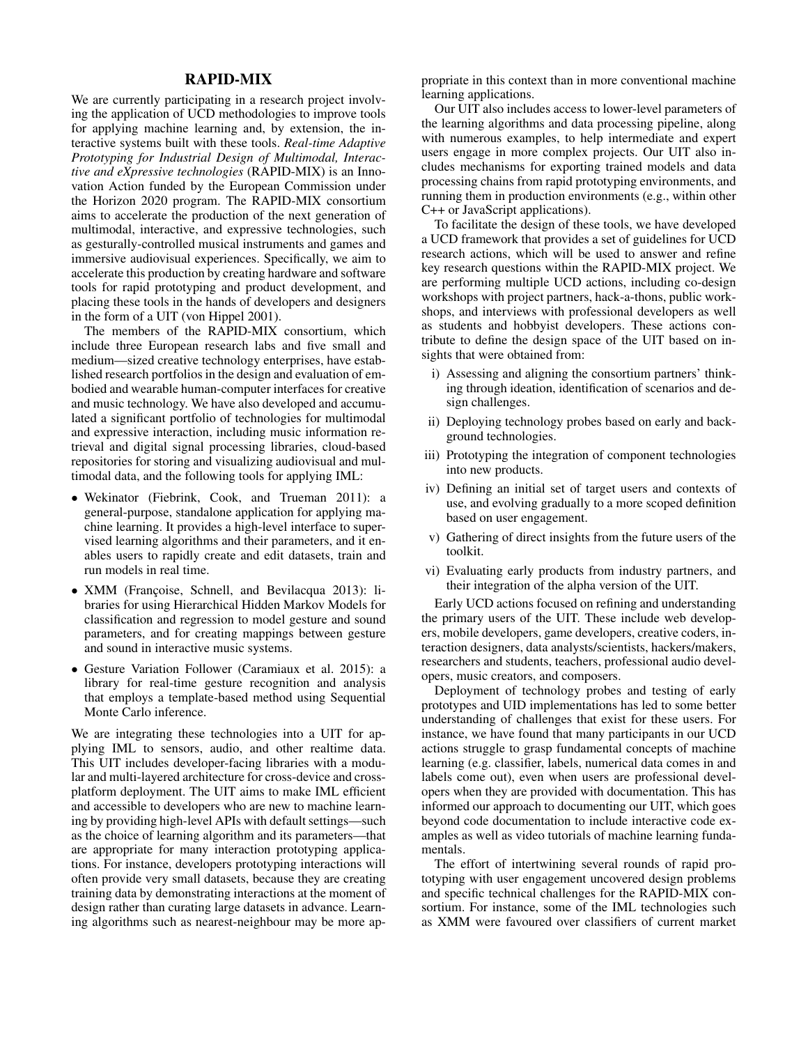## RAPID-MIX

We are currently participating in a research project involving the application of UCD methodologies to improve tools for applying machine learning and, by extension, the interactive systems built with these tools. *Real-time Adaptive Prototyping for Industrial Design of Multimodal, Interactive and eXpressive technologies* (RAPID-MIX) is an Innovation Action funded by the European Commission under the Horizon 2020 program. The RAPID-MIX consortium aims to accelerate the production of the next generation of multimodal, interactive, and expressive technologies, such as gesturally-controlled musical instruments and games and immersive audiovisual experiences. Specifically, we aim to accelerate this production by creating hardware and software tools for rapid prototyping and product development, and placing these tools in the hands of developers and designers in the form of a UIT (von Hippel 2001).

The members of the RAPID-MIX consortium, which include three European research labs and five small and medium—sized creative technology enterprises, have established research portfolios in the design and evaluation of embodied and wearable human-computer interfaces for creative and music technology. We have also developed and accumulated a significant portfolio of technologies for multimodal and expressive interaction, including music information retrieval and digital signal processing libraries, cloud-based repositories for storing and visualizing audiovisual and multimodal data, and the following tools for applying IML:

- Wekinator (Fiebrink, Cook, and Trueman 2011): a general-purpose, standalone application for applying machine learning. It provides a high-level interface to supervised learning algorithms and their parameters, and it enables users to rapidly create and edit datasets, train and run models in real time.
- XMM (Françoise, Schnell, and Bevilacqua 2013): libraries for using Hierarchical Hidden Markov Models for classification and regression to model gesture and sound parameters, and for creating mappings between gesture and sound in interactive music systems.
- Gesture Variation Follower (Caramiaux et al. 2015): a library for real-time gesture recognition and analysis that employs a template-based method using Sequential Monte Carlo inference.

We are integrating these technologies into a UIT for applying IML to sensors, audio, and other realtime data. This UIT includes developer-facing libraries with a modular and multi-layered architecture for cross-device and cross-platform deployment. The UIT aims to make IML efficient and accessible to developers who are new to machine learning by providing high-level APIs with default settings—such as the choice of learning algorithm and its parameters—that are appropriate for many interaction prototyping applications. For instance, developers prototyping interactions will often provide very small datasets, because they are creating training data by demonstrating interactions at the moment of design rather than curating large datasets in advance. Learning algorithms such as nearest-neighbour may be more appropriate in this context than in more conventional machine learning applications.

Our UIT also includes access to lower-level parameters of the learning algorithms and data processing pipeline, along with numerous examples, to help intermediate and expert users engage in more complex projects. Our UIT also includes mechanisms for exporting trained models and data processing chains from rapid prototyping environments, and running them in production environments (e.g., within other C++ or JavaScript applications).

To facilitate the design of these tools, we have developed a UCD framework that provides a set of guidelines for UCD research actions, which will be used to answer and refine key research questions within the RAPID-MIX project. We are performing multiple UCD actions, including co-design workshops with project partners, hack-a-thons, public workshops, and interviews with professional developers as well as students and hobbyist developers. These actions contribute to define the design space of the UIT based on insights that were obtained from:

i) Assessing and aligning the consortium partners' thinking through ideation, identification of scenarios and design challenges.
ii) Deploying technology probes based on early and background technologies.
iii) Prototyping the integration of component technologies into new products.
iv) Defining an initial set of target users and contexts of use, and evolving gradually to a more scoped definition based on user engagement.
v) Gathering of direct insights from the future users of the toolkit.
vi) Evaluating early products from industry partners, and their integration of the alpha version of the UIT.

Early UCD actions focused on refining and understanding the primary users of the UIT. These include web developers, mobile developers, game developers, creative coders, interaction designers, data analysts/scientists, hackers/makers, researchers and students, teachers, professional audio developers, music creators, and composers.

Deployment of technology probes and testing of early prototypes and UID implementations has led to some better understanding of challenges that exist for these users. For instance, we have found that many participants in our UCD actions struggle to grasp fundamental concepts of machine learning (e.g. classifier, labels, numerical data comes in and labels come out), even when users are professional developers when they are provided with documentation. This has informed our approach to documenting our UIT, which goes beyond code documentation to include interactive code examples as well as video tutorials of machine learning fundamentals.

The effort of intertwining several rounds of rapid prototyping with user engagement uncovered design problems and specific technical challenges for the RAPID-MIX consortium. For instance, some of the IML technologies such as XMM were favoured over classifiers of current market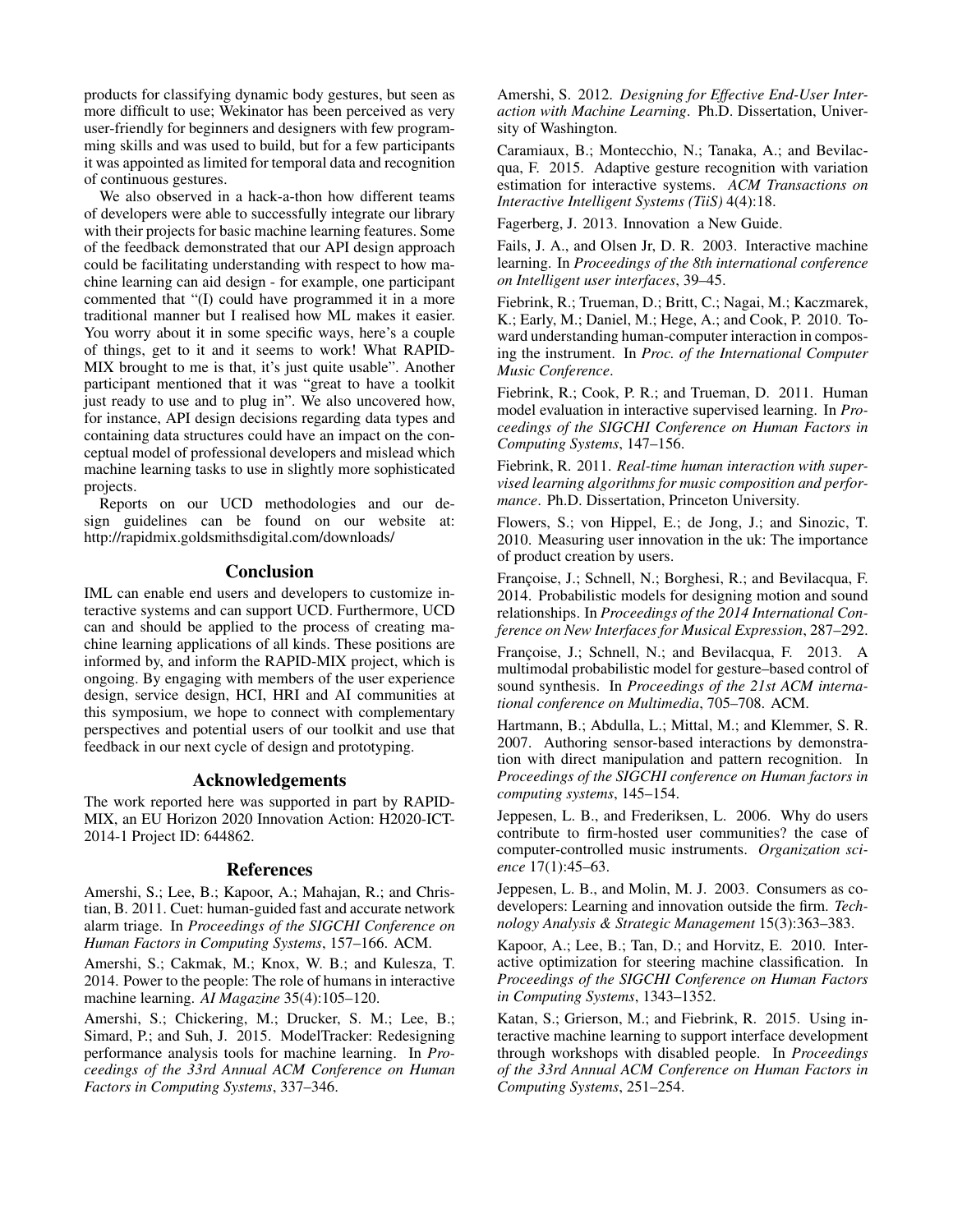products for classifying dynamic body gestures, but seen as more difficult to use; Wekinator has been perceived as very user-friendly for beginners and designers with few programming skills and was used to build, but for a few participants it was appointed as limited for temporal data and recognition of continuous gestures.

We also observed in a hack-a-thon how different teams of developers were able to successfully integrate our library with their projects for basic machine learning features. Some of the feedback demonstrated that our API design approach could be facilitating understanding with respect to how machine learning can aid design - for example, one participant commented that "(I) could have programmed it in a more traditional manner but I realised how ML makes it easier. You worry about it in some specific ways, here's a couple of things, get to it and it seems to work! What RAPID-MIX brought to me is that, it's just quite usable". Another participant mentioned that it was "great to have a toolkit just ready to use and to plug in". We also uncovered how, for instance, API design decisions regarding data types and containing data structures could have an impact on the conceptual model of professional developers and mislead which machine learning tasks to use in slightly more sophisticated projects.

Reports on our UCD methodologies and our design guidelines can be found on our website at: http://rapidmix.goldsmithsdigital.com/downloads/

## Conclusion

IML can enable end users and developers to customize interactive systems and can support UCD. Furthermore, UCD can and should be applied to the process of creating machine learning applications of all kinds. These positions are informed by, and inform the RAPID-MIX project, which is ongoing. By engaging with members of the user experience design, service design, HCI, HRI and AI communities at this symposium, we hope to connect with complementary perspectives and potential users of our toolkit and use that feedback in our next cycle of design and prototyping.

## Acknowledgements

The work reported here was supported in part by RAPID-MIX, an EU Horizon 2020 Innovation Action: H2020-ICT-2014-1 Project ID: 644862.

## References

Amershi, S.; Lee, B.; Kapoor, A.; Mahajan, R.; and Christian, B. 2011. Cuet: human-guided fast and accurate network alarm triage. In *Proceedings of the SIGCHI Conference on Human Factors in Computing Systems*, 157–166. ACM.

Amershi, S.; Cakmak, M.; Knox, W. B.; and Kulesza, T. 2014. Power to the people: The role of humans in interactive machine learning. *AI Magazine* 35(4):105–120.

Amershi, S.; Chickering, M.; Drucker, S. M.; Lee, B.; Simard, P.; and Suh, J. 2015. ModelTracker: Redesigning performance analysis tools for machine learning. In *Proceedings of the 33rd Annual ACM Conference on Human Factors in Computing Systems*, 337–346.

Amershi, S. 2012. *Designing for Effective End-User Interaction with Machine Learning*. Ph.D. Dissertation, University of Washington.

Caramiaux, B.; Montecchio, N.; Tanaka, A.; and Bevilacqua, F. 2015. Adaptive gesture recognition with variation estimation for interactive systems. *ACM Transactions on Interactive Intelligent Systems (TiiS)* 4(4):18.

Fagerberg, J. 2013. Innovation a New Guide.

Fails, J. A., and Olsen Jr, D. R. 2003. Interactive machine learning. In *Proceedings of the 8th international conference on Intelligent user interfaces*, 39–45.

Fiebrink, R.; Trueman, D.; Britt, C.; Nagai, M.; Kaczmarek, K.; Early, M.; Daniel, M.; Hege, A.; and Cook, P. 2010. Toward understanding human-computer interaction in composing the instrument. In *Proc. of the International Computer Music Conference*.

Fiebrink, R.; Cook, P. R.; and Trueman, D. 2011. Human model evaluation in interactive supervised learning. In *Proceedings of the SIGCHI Conference on Human Factors in Computing Systems*, 147–156.

Fiebrink, R. 2011. *Real-time human interaction with supervised learning algorithms for music composition and performance*. Ph.D. Dissertation, Princeton University.

Flowers, S.; von Hippel, E.; de Jong, J.; and Sinozic, T. 2010. Measuring user innovation in the uk: The importance of product creation by users.

Françoise, J.; Schnell, N.; Borghesi, R.; and Bevilacqua, F. 2014. Probabilistic models for designing motion and sound relationships. In *Proceedings of the 2014 International Conference on New Interfaces for Musical Expression*, 287–292.

Françoise, J.; Schnell, N.; and Bevilacqua, F. 2013. A multimodal probabilistic model for gesture–based control of sound synthesis. In *Proceedings of the 21st ACM international conference on Multimedia*, 705–708. ACM.

Hartmann, B.; Abdulla, L.; Mittal, M.; and Klemmer, S. R. 2007. Authoring sensor-based interactions by demonstration with direct manipulation and pattern recognition. In *Proceedings of the SIGCHI conference on Human factors in computing systems*, 145–154.

Jeppesen, L. B., and Frederiksen, L. 2006. Why do users contribute to firm-hosted user communities? the case of computer-controlled music instruments. *Organization science* 17(1):45–63.

Jeppesen, L. B., and Molin, M. J. 2003. Consumers as co-developers: Learning and innovation outside the firm. *Technology Analysis & Strategic Management* 15(3):363–383.

Kapoor, A.; Lee, B.; Tan, D.; and Horvitz, E. 2010. Interactive optimization for steering machine classification. In *Proceedings of the SIGCHI Conference on Human Factors in Computing Systems*, 1343–1352.

Katan, S.; Grierson, M.; and Fiebrink, R. 2015. Using interactive machine learning to support interface development through workshops with disabled people. In *Proceedings of the 33rd Annual ACM Conference on Human Factors in Computing Systems*, 251–254.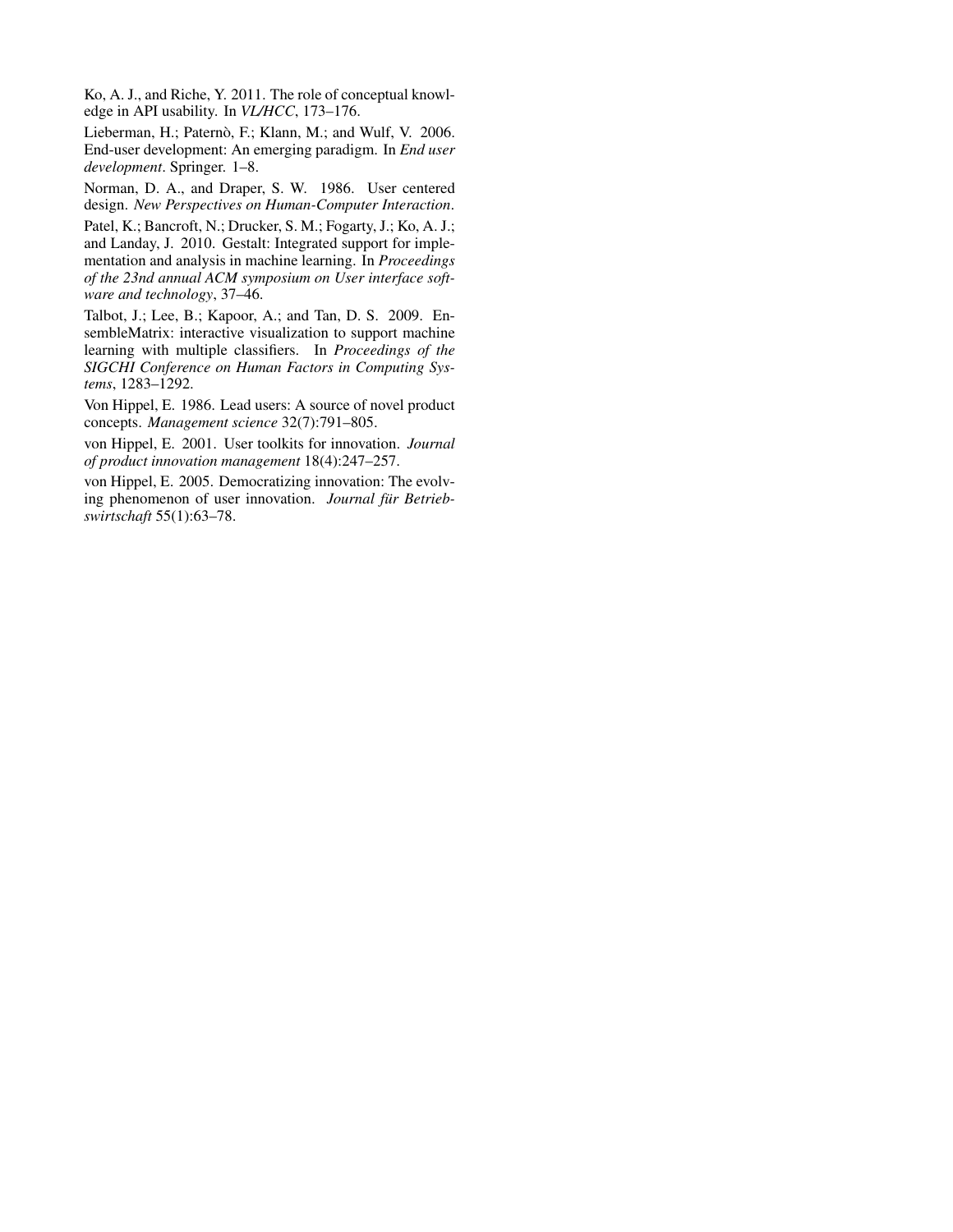Ko, A. J., and Riche, Y. 2011. The role of conceptual knowledge in API usability. In *VL/HCC*, 173–176.

Lieberman, H.; Paternò, F.; Klann, M.; and Wulf, V. 2006. End-user development: An emerging paradigm. In *End user development*. Springer. 1–8.

Norman, D. A., and Draper, S. W. 1986. User centered design. *New Perspectives on Human-Computer Interaction*.

Patel, K.; Bancroft, N.; Drucker, S. M.; Fogarty, J.; Ko, A. J.; and Landay, J. 2010. Gestalt: Integrated support for implementation and analysis in machine learning. In *Proceedings of the 23nd annual ACM symposium on User interface software and technology*, 37–46.

Talbot, J.; Lee, B.; Kapoor, A.; and Tan, D. S. 2009. EnsembleMatrix: interactive visualization to support machine learning with multiple classifiers. In *Proceedings of the SIGCHI Conference on Human Factors in Computing Systems*, 1283–1292.

Von Hippel, E. 1986. Lead users: A source of novel product concepts. *Management science* 32(7):791–805.

von Hippel, E. 2001. User toolkits for innovation. *Journal of product innovation management* 18(4):247–257.

von Hippel, E. 2005. Democratizing innovation: The evolving phenomenon of user innovation. *Journal für Betriebswirtschaft* 55(1):63–78.